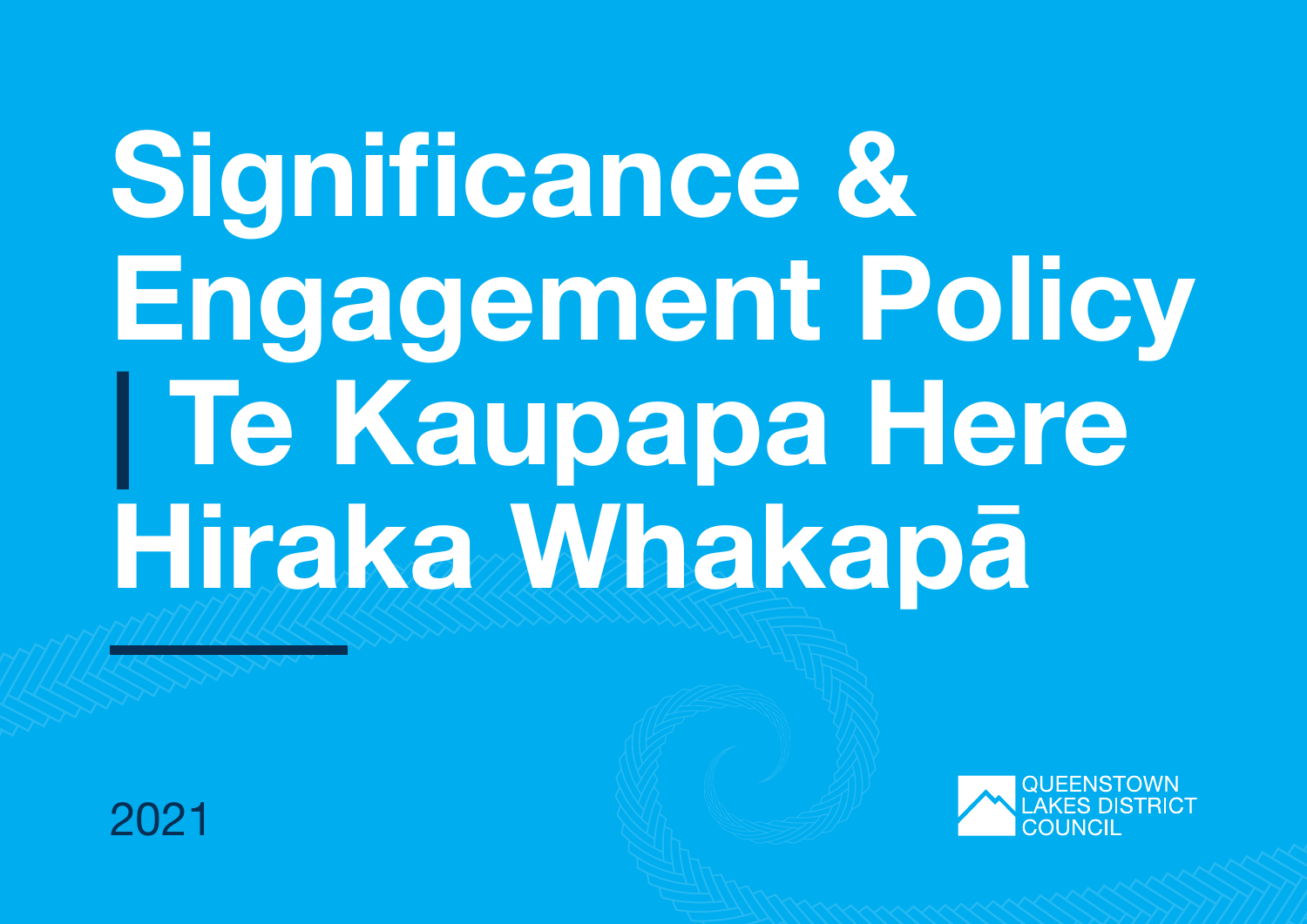# Significance & Engagement Policy | Te Kaupapa Here Hiraka Whakapā

2021

QUEENSTOWN LAKES DISTRICT COUNCIL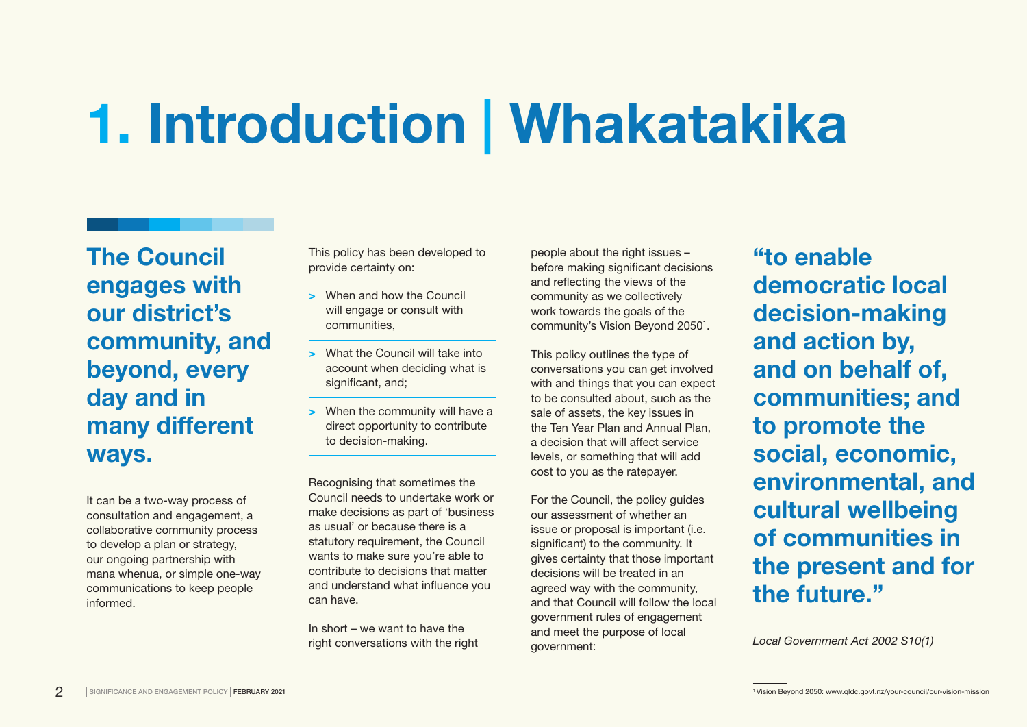# 1. Introduction | Whakatakika

## The Council engages with our district's community, and beyond, every day and in many different ways.

It can be a two-way process of consultation and engagement, a collaborative community process to develop a plan or strategy, our ongoing partnership with mana whenua, or simple one-way communications to keep people informed.

This policy has been developed to provide certainty on:

- When and how the Council will engage or consult with communities,
- What the Council will take into account when deciding what is significant, and;
- When the community will have a direct opportunity to contribute to decision-making.

Recognising that sometimes the Council needs to undertake work or make decisions as part of 'business as usual' or because there is a statutory requirement, the Council wants to make sure you're able to contribute to decisions that matter and understand what influence you can have.

In short – we want to have the right conversations with the right people about the right issues – before making significant decisions and reflecting the views of the community as we collectively work towards the goals of the community's Vision Beyond 2050[1].

This policy outlines the type of conversations you can get involved with and things that you can expect to be consulted about, such as the sale of assets, the key issues in the Ten Year Plan and Annual Plan, a decision that will affect service levels, or something that will add cost to you as the ratepayer.

For the Council, the policy guides our assessment of whether an issue or proposal is important (i.e. significant) to the community. It gives certainty that those important decisions will be treated in an agreed way with the community, and that Council will follow the local government rules of engagement and meet the purpose of local government:

**"to enable democratic local decision-making and action by, and on behalf of, communities; and to promote the social, economic, environmental, and cultural wellbeing of communities in the present and for the future."**

*Local Government Act 2002 S10(1)*

[1] Vision Beyond 2050: www.qldc.govt.nz/your-council/our-vision-mission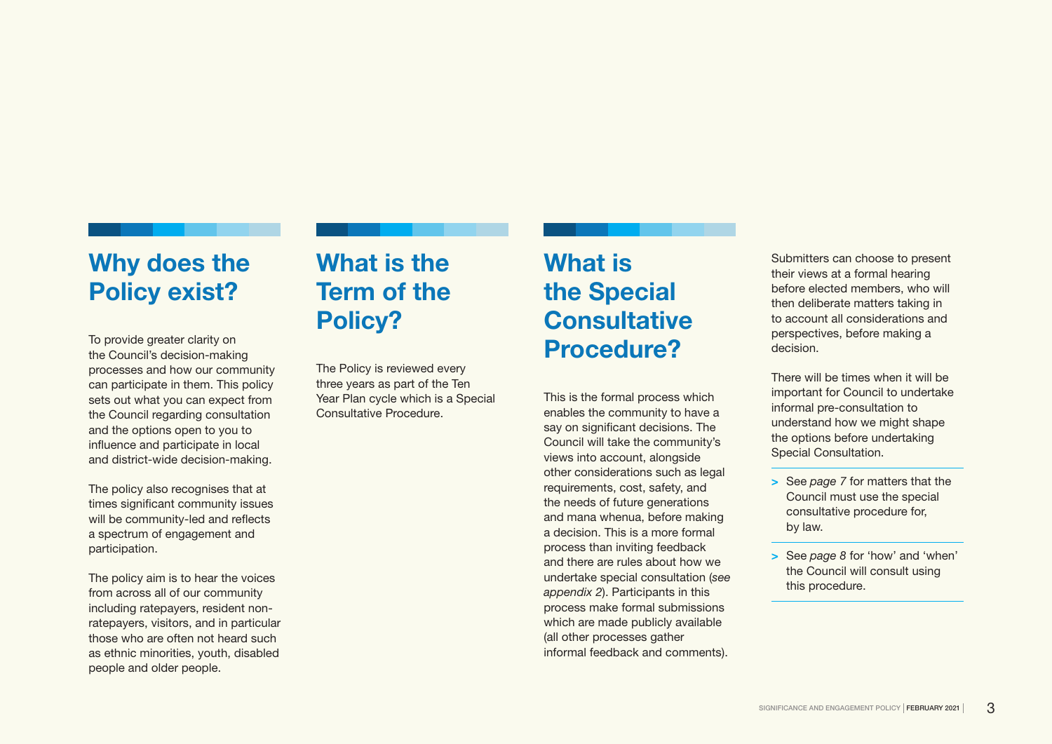## Why does the Policy exist?

To provide greater clarity on the Council's decision-making processes and how our community can participate in them. This policy sets out what you can expect from the Council regarding consultation and the options open to you to influence and participate in local and district-wide decision-making.

The policy also recognises that at times significant community issues will be community-led and reflects a spectrum of engagement and participation.

The policy aim is to hear the voices from across all of our community including ratepayers, resident non-ratepayers, visitors, and in particular those who are often not heard such as ethnic minorities, youth, disabled people and older people.

## What is the Term of the Policy?

The Policy is reviewed every three years as part of the Ten Year Plan cycle which is a Special Consultative Procedure.

## What is the Special Consultative Procedure?

This is the formal process which enables the community to have a say on significant decisions. The Council will take the community's views into account, alongside other considerations such as legal requirements, cost, safety, and the needs of future generations and mana whenua, before making a decision. This is a more formal process than inviting feedback and there are rules about how we undertake special consultation (*see appendix 2*). Participants in this process make formal submissions which are made publicly available (all other processes gather informal feedback and comments).

Submitters can choose to present their views at a formal hearing before elected members, who will then deliberate matters taking in to account all considerations and perspectives, before making a decision.

There will be times when it will be important for Council to undertake informal pre-consultation to understand how we might shape the options before undertaking Special Consultation.

> See *page 7* for matters that the Council must use the special consultative procedure for, by law.

> See *page 8* for 'how' and 'when' the Council will consult using this procedure.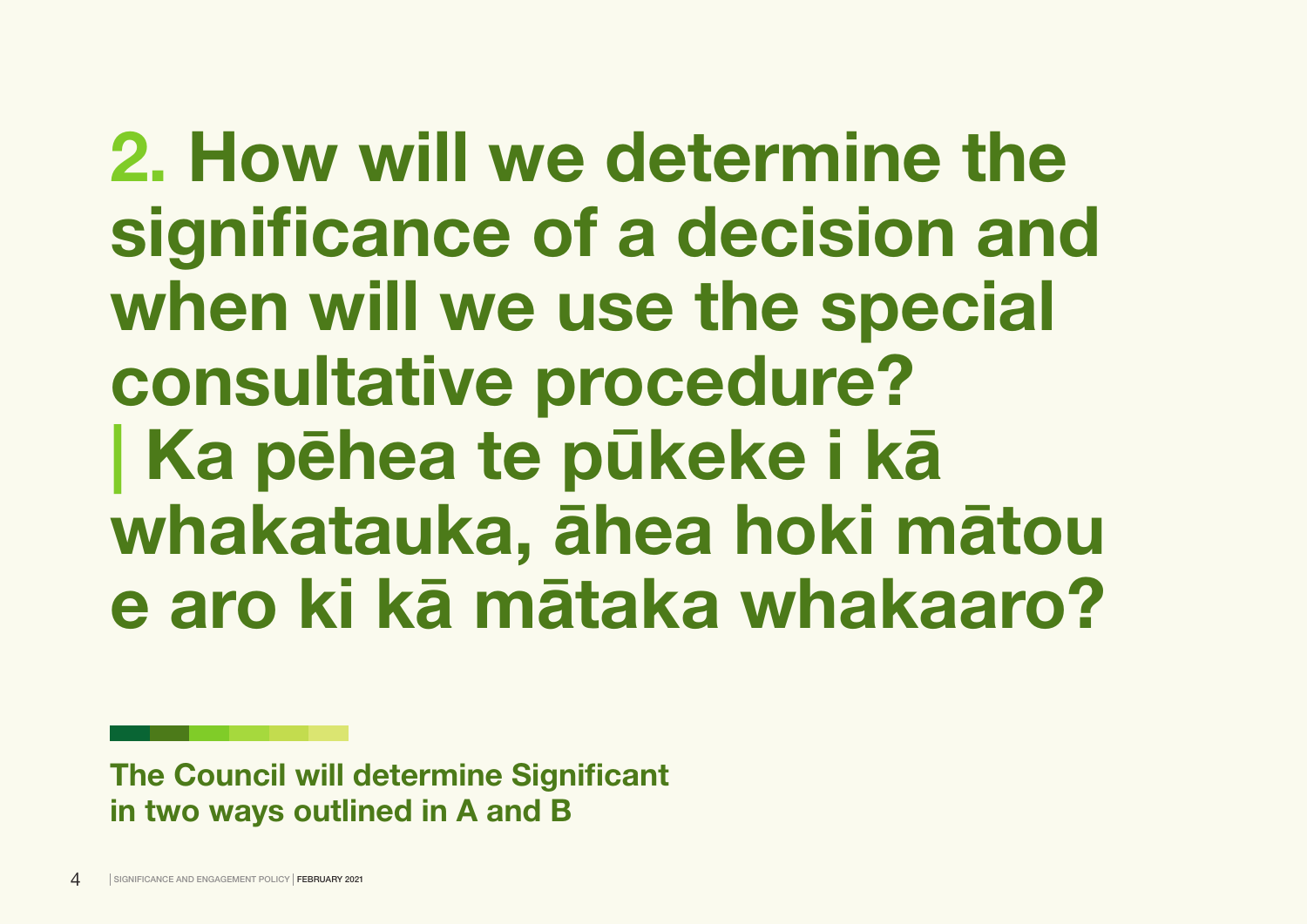# 2. How will we determine the significance of a decision and when will we use the special consultative procedure? | Ka pēhea te pūkeke i kā whakatauka, āhea hoki mātou e aro ki kā mātaka whakaaro?

**The Council will determine Significant in two ways outlined in A and B**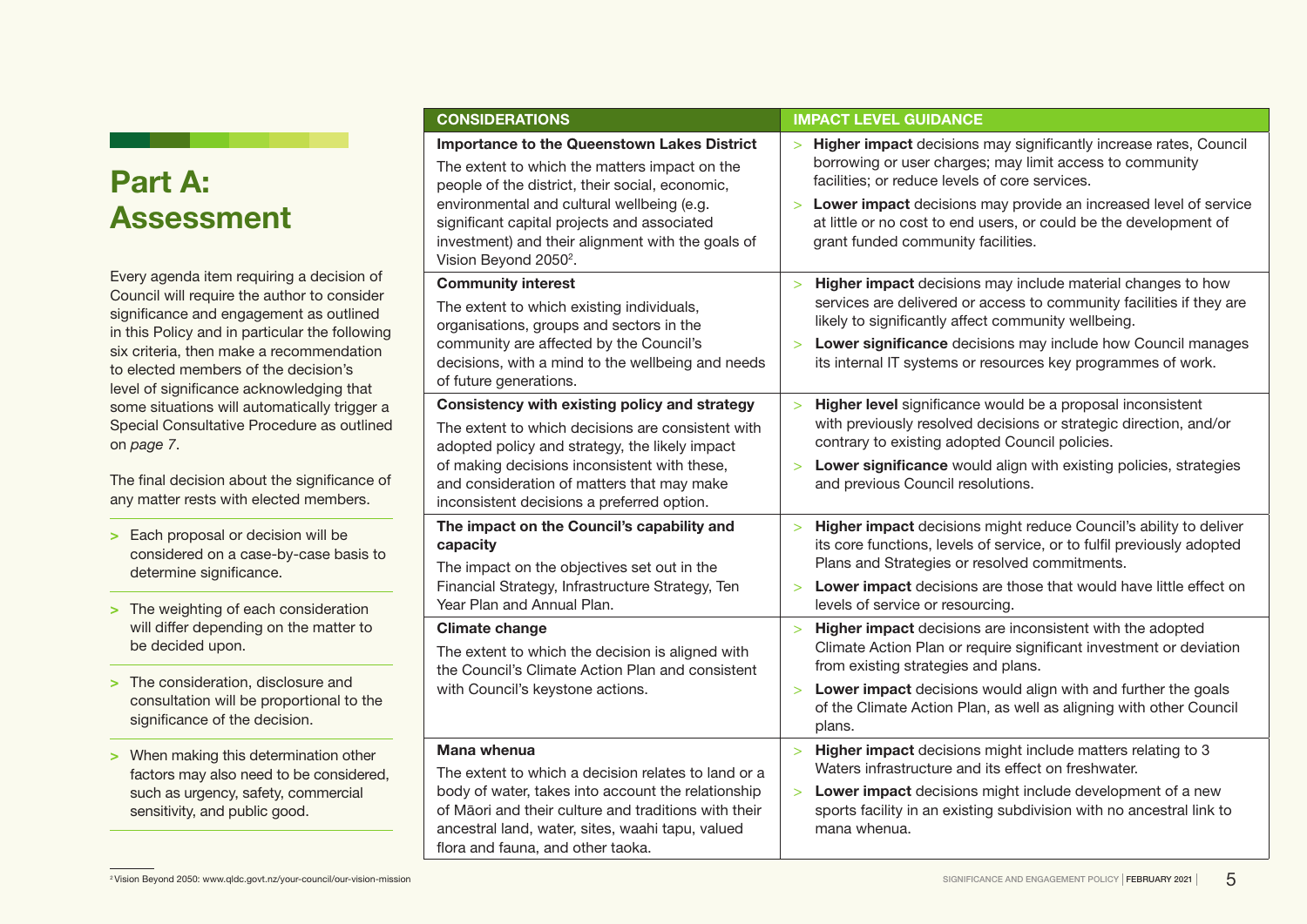# Part A: Assessment

Every agenda item requiring a decision of Council will require the author to consider significance and engagement as outlined in this Policy and in particular the following six criteria, then make a recommendation to elected members of the decision's level of significance acknowledging that some situations will automatically trigger a Special Consultative Procedure as outlined on *page 7*.

The final decision about the significance of any matter rests with elected members.

- Each proposal or decision will be considered on a case-by-case basis to determine significance.
- The weighting of each consideration will differ depending on the matter to be decided upon.
- The consideration, disclosure and consultation will be proportional to the significance of the decision.
- When making this determination other factors may also need to be considered, such as urgency, safety, commercial sensitivity, and public good.

| CONSIDERATIONS | IMPACT LEVEL GUIDANCE |
|---|---|
| **Importance to the Queenstown Lakes District**<br>The extent to which the matters impact on the people of the district, their social, economic, environmental and cultural wellbeing (e.g. significant capital projects and associated investment) and their alignment with the goals of Vision Beyond 2050[2]. | > **Higher impact** decisions may significantly increase rates, Council borrowing or user charges; may limit access to community facilities; or reduce levels of core services.<br>> **Lower impact** decisions may provide an increased level of service at little or no cost to end users, or could be the development of grant funded community facilities. |
| **Community interest**<br>The extent to which existing individuals, organisations, groups and sectors in the community are affected by the Council's decisions, with a mind to the wellbeing and needs of future generations. | > **Higher impact** decisions may include material changes to how services are delivered or access to community facilities if they are likely to significantly affect community wellbeing.<br>> **Lower significance** decisions may include how Council manages its internal IT systems or resources key programmes of work. |
| **Consistency with existing policy and strategy**<br>The extent to which decisions are consistent with adopted policy and strategy, the likely impact of making decisions inconsistent with these, and consideration of matters that may make inconsistent decisions a preferred option. | > **Higher level** significance would be a proposal inconsistent with previously resolved decisions or strategic direction, and/or contrary to existing adopted Council policies.<br>> **Lower significance** would align with existing policies, strategies and previous Council resolutions. |
| **The impact on the Council's capability and capacity**<br>The impact on the objectives set out in the Financial Strategy, Infrastructure Strategy, Ten Year Plan and Annual Plan. | > **Higher impact** decisions might reduce Council's ability to deliver its core functions, levels of service, or to fulfil previously adopted Plans and Strategies or resolved commitments.<br>> **Lower impact** decisions are those that would have little effect on levels of service or resourcing. |
| **Climate change**<br>The extent to which the decision is aligned with the Council's Climate Action Plan and consistent with Council's keystone actions. | > **Higher impact** decisions are inconsistent with the adopted Climate Action Plan or require significant investment or deviation from existing strategies and plans.<br>> **Lower impact** decisions would align with and further the goals of the Climate Action Plan, as well as aligning with other Council plans. |
| **Mana whenua**<br>The extent to which a decision relates to land or a body of water, takes into account the relationship of Māori and their culture and traditions with their ancestral land, water, sites, waahi tapu, valued flora and fauna, and other taoka. | > **Higher impact** decisions might include matters relating to 3 Waters infrastructure and its effect on freshwater.<br>> **Lower impact** decisions might include development of a new sports facility in an existing subdivision with no ancestral link to mana whenua. |

[2] Vision Beyond 2050: www.qldc.govt.nz/your-council/our-vision-mission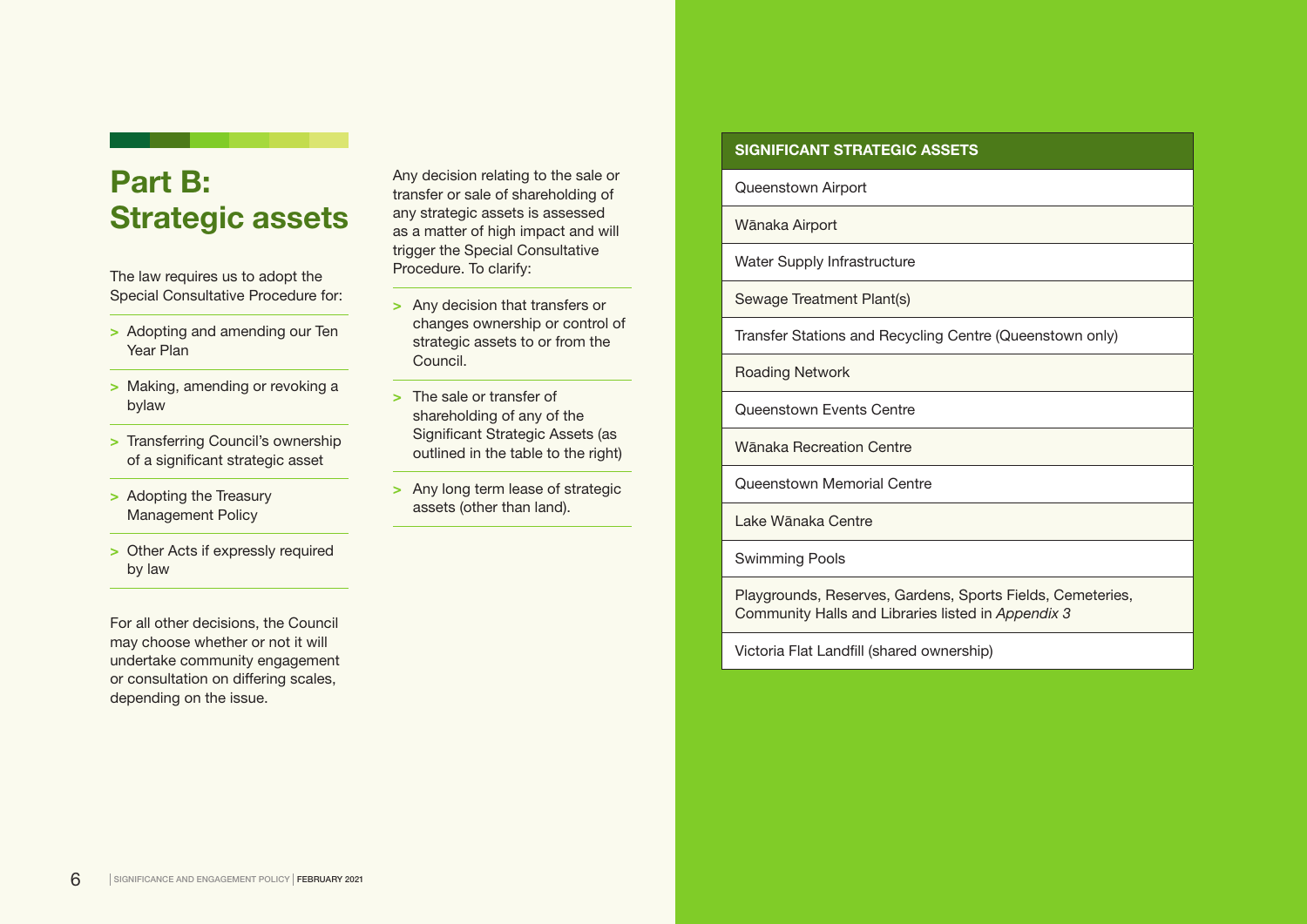# Part B: Strategic assets

The law requires us to adopt the Special Consultative Procedure for:

- Adopting and amending our Ten Year Plan
- Making, amending or revoking a bylaw
- Transferring Council's ownership of a significant strategic asset
- Adopting the Treasury Management Policy
- Other Acts if expressly required by law

For all other decisions, the Council may choose whether or not it will undertake community engagement or consultation on differing scales, depending on the issue.

Any decision relating to the sale or transfer or sale of shareholding of any strategic assets is assessed as a matter of high impact and will trigger the Special Consultative Procedure. To clarify:

- Any decision that transfers or changes ownership or control of strategic assets to or from the Council.
- The sale or transfer of shareholding of any of the Significant Strategic Assets (as outlined in the table to the right)
- Any long term lease of strategic assets (other than land).

| SIGNIFICANT STRATEGIC ASSETS |
|---|
| Queenstown Airport |
| Wānaka Airport |
| Water Supply Infrastructure |
| Sewage Treatment Plant(s) |
| Transfer Stations and Recycling Centre (Queenstown only) |
| Roading Network |
| Queenstown Events Centre |
| Wānaka Recreation Centre |
| Queenstown Memorial Centre |
| Lake Wānaka Centre |
| Swimming Pools |
| Playgrounds, Reserves, Gardens, Sports Fields, Cemeteries, Community Halls and Libraries listed in *Appendix 3* |
| Victoria Flat Landfill (shared ownership) |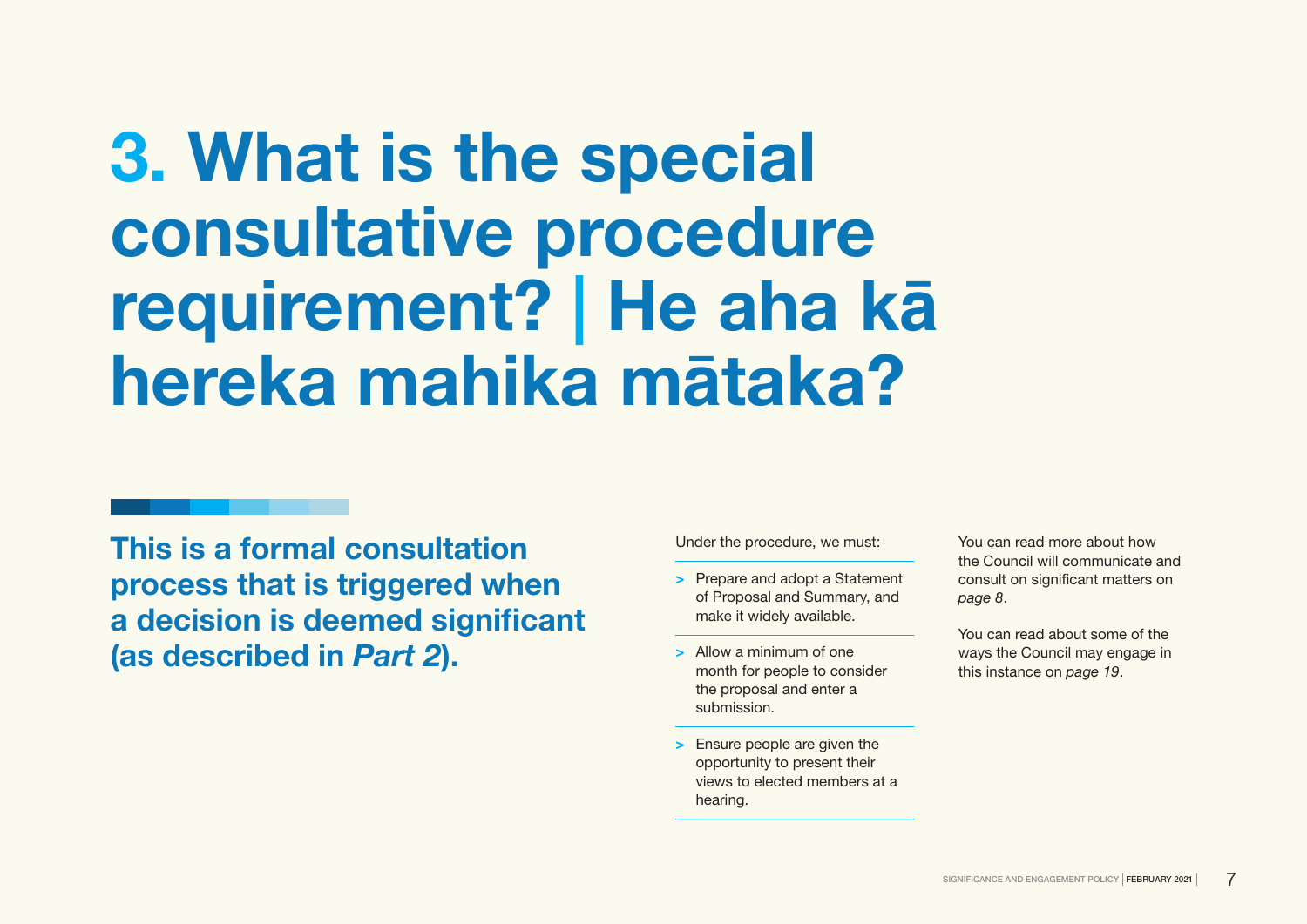# 3. What is the special consultative procedure requirement? | He aha kā hereka mahika mātaka?

**This is a formal consultation process that is triggered when a decision is deemed significant (as described in *Part 2*).**

Under the procedure, we must:

> Prepare and adopt a Statement of Proposal and Summary, and make it widely available.

> Allow a minimum of one month for people to consider the proposal and enter a submission.

> Ensure people are given the opportunity to present their views to elected members at a hearing.

You can read more about how the Council will communicate and consult on significant matters on *page 8*.

You can read about some of the ways the Council may engage in this instance on *page 19*.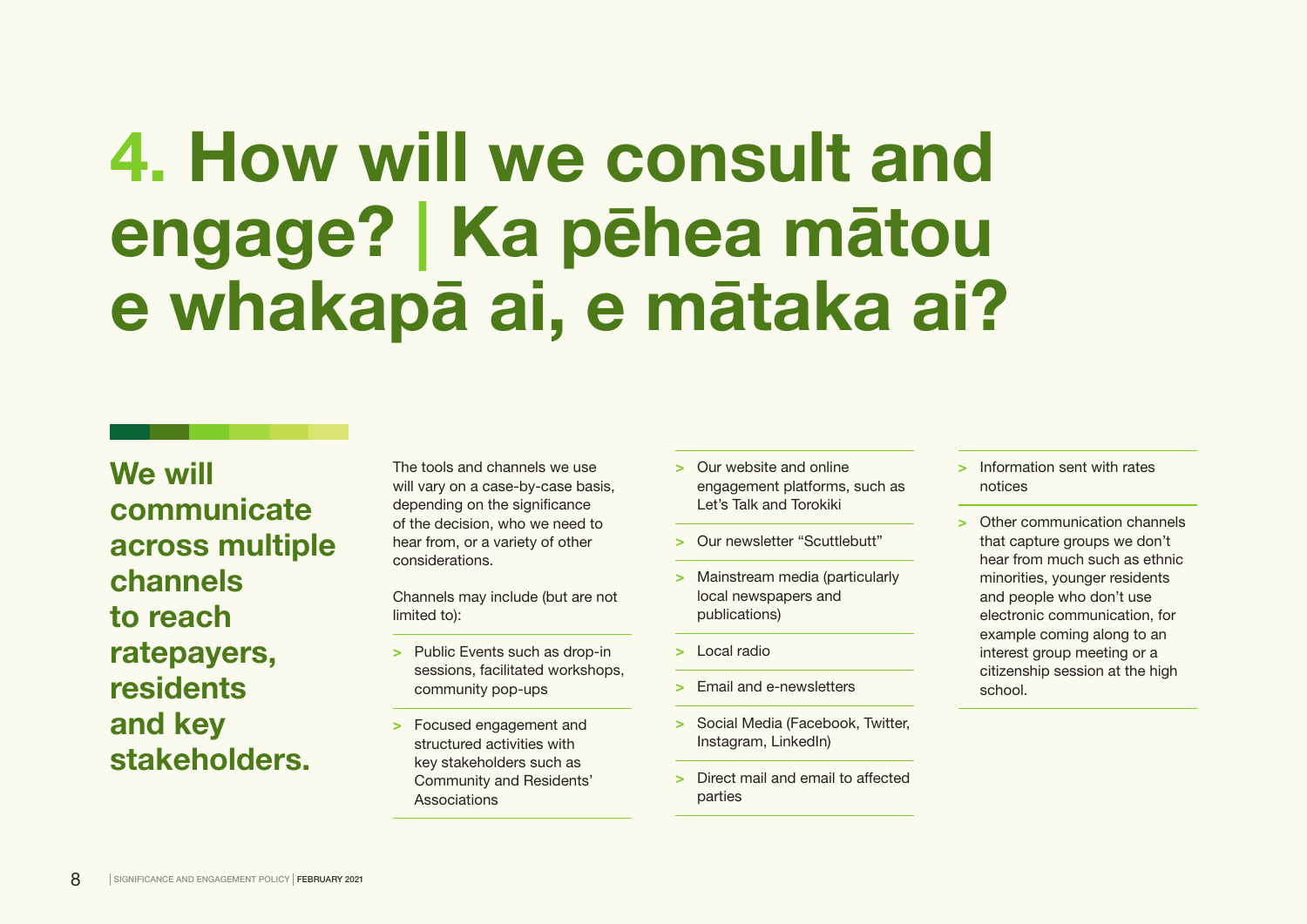# 4. How will we consult and engage? | Ka pēhea mātou e whakapā ai, e mātaka ai?

**We will communicate across multiple channels to reach ratepayers, residents and key stakeholders.**

The tools and channels we use will vary on a case-by-case basis, depending on the significance of the decision, who we need to hear from, or a variety of other considerations.

Channels may include (but are not limited to):

- Public Events such as drop-in sessions, facilitated workshops, community pop-ups
- Focused engagement and structured activities with key stakeholders such as Community and Residents' Associations
- Our website and online engagement platforms, such as Let's Talk and Torokiki
- Our newsletter "Scuttlebutt"
- Mainstream media (particularly local newspapers and publications)
- Local radio
- Email and e-newsletters
- Social Media (Facebook, Twitter, Instagram, LinkedIn)
- Direct mail and email to affected parties
- Information sent with rates notices
- Other communication channels that capture groups we don't hear from much such as ethnic minorities, younger residents and people who don't use electronic communication, for example coming along to an interest group meeting or a citizenship session at the high school.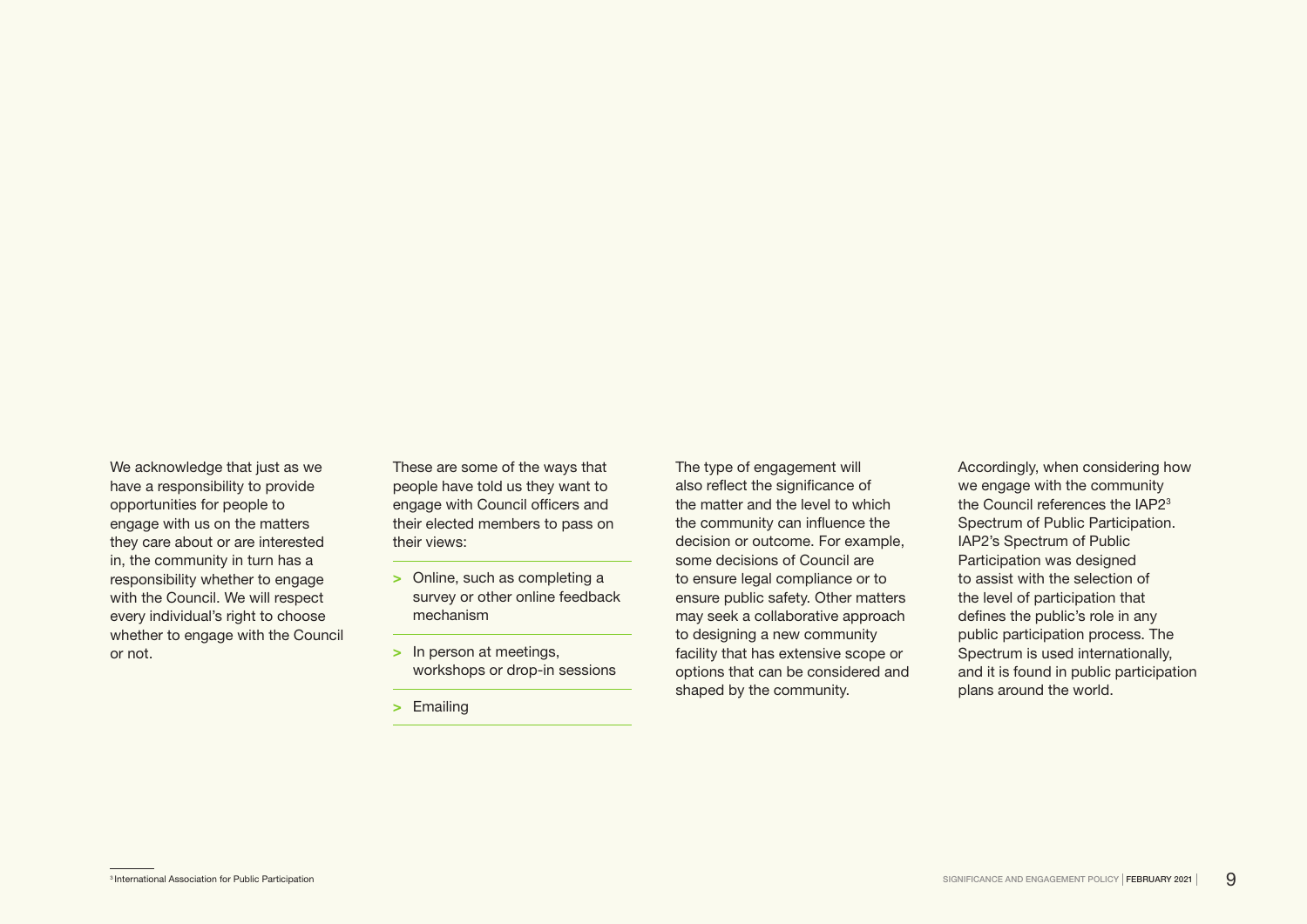We acknowledge that just as we have a responsibility to provide opportunities for people to engage with us on the matters they care about or are interested in, the community in turn has a responsibility whether to engage with the Council. We will respect every individual's right to choose whether to engage with the Council or not.

These are some of the ways that people have told us they want to engage with Council officers and their elected members to pass on their views:

> Online, such as completing a survey or other online feedback mechanism

> In person at meetings, workshops or drop-in sessions

> Emailing

The type of engagement will also reflect the significance of the matter and the level to which the community can influence the decision or outcome. For example, some decisions of Council are to ensure legal compliance or to ensure public safety. Other matters may seek a collaborative approach to designing a new community facility that has extensive scope or options that can be considered and shaped by the community.

Accordingly, when considering how we engage with the community the Council references the IAP2[3] Spectrum of Public Participation. IAP2's Spectrum of Public Participation was designed to assist with the selection of the level of participation that defines the public's role in any public participation process. The Spectrum is used internationally, and it is found in public participation plans around the world.

[3] International Association for Public Participation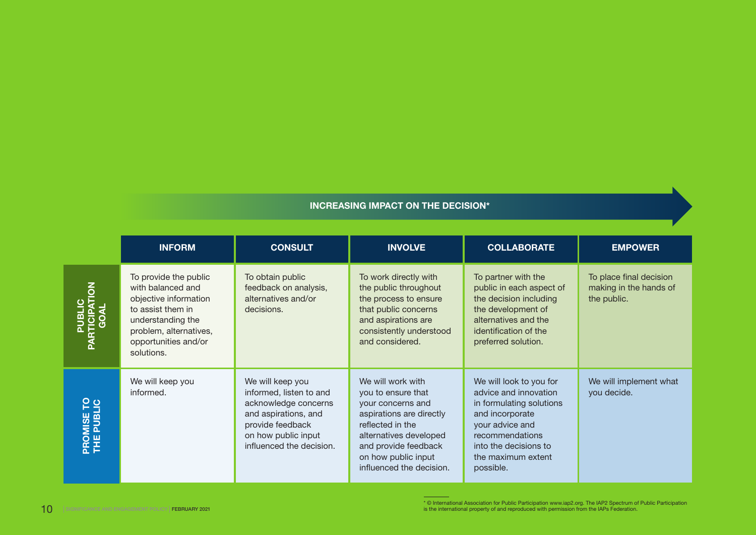INCREASING IMPACT ON THE DECISION*

| | INFORM | CONSULT | INVOLVE | COLLABORATE | EMPOWER |
|---|---|---|---|---|---|
| PUBLIC PARTICIPATION GOAL | To provide the public with balanced and objective information to assist them in understanding the problem, alternatives, opportunities and/or solutions. | To obtain public feedback on analysis, alternatives and/or decisions. | To work directly with the public throughout the process to ensure that public concerns and aspirations are consistently understood and considered. | To partner with the public in each aspect of the decision including the development of alternatives and the identification of the preferred solution. | To place final decision making in the hands of the public. |
| PROMISE TO THE PUBLIC | We will keep you informed. | We will keep you informed, listen to and acknowledge concerns and aspirations, and provide feedback on how public input influenced the decision. | We will work with you to ensure that your concerns and aspirations are directly reflected in the alternatives developed and provide feedback on how public input influenced the decision. | We will look to you for advice and innovation in formulating solutions and incorporate your advice and recommendations into the decisions to the maximum extent possible. | We will implement what you decide. |

* © International Association for Public Participation www.iap2.org. The IAP2 Spectrum of Public Participation is the international property of and reproduced with permission from the IAPs Federation.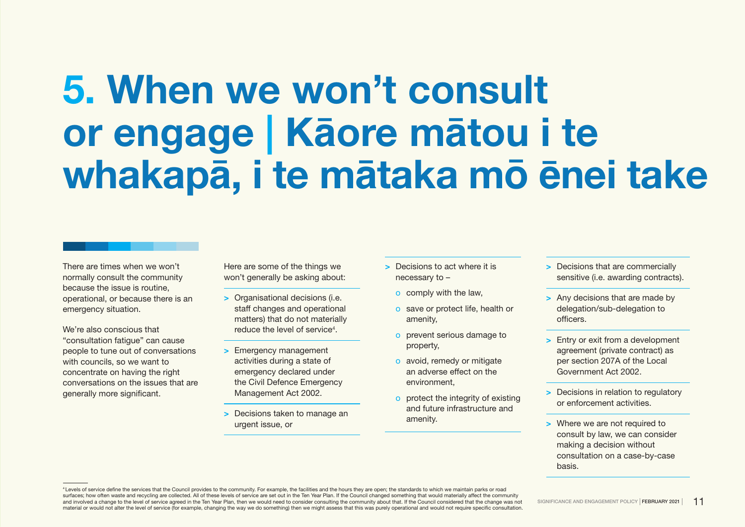# 5. When we won't consult or engage | Kāore mātou i te whakapā, i te mātaka mō ēnei take

There are times when we won't normally consult the community because the issue is routine, operational, or because there is an emergency situation.

We're also conscious that "consultation fatigue" can cause people to tune out of conversations with councils, so we want to concentrate on having the right conversations on the issues that are generally more significant.

Here are some of the things we won't generally be asking about:

- Organisational decisions (i.e. staff changes and operational matters) that do not materially reduce the level of service[4].
- Emergency management activities during a state of emergency declared under the Civil Defence Emergency Management Act 2002.
- Decisions taken to manage an urgent issue, or
- Decisions to act where it is necessary to –
  - comply with the law,
  - save or protect life, health or amenity,
  - prevent serious damage to property,
  - avoid, remedy or mitigate an adverse effect on the environment,
  - protect the integrity of existing and future infrastructure and amenity.
- Decisions that are commercially sensitive (i.e. awarding contracts).
- Any decisions that are made by delegation/sub-delegation to officers.
- Entry or exit from a development agreement (private contract) as per section 207A of the Local Government Act 2002.
- Decisions in relation to regulatory or enforcement activities.
- Where we are not required to consult by law, we can consider making a decision without consultation on a case-by-case basis.

---

[4] Levels of service define the services that the Council provides to the community. For example, the facilities and the hours they are open; the standards to which we maintain parks or road surfaces; how often waste and recycling are collected. All of these levels of service are set out in the Ten Year Plan. If the Council changed something that would materially affect the community and involved a change to the level of service agreed in the Ten Year Plan, then we would need to consider consulting the community about that. If the Council considered that the change was not material or would not alter the level of service (for example, changing the way we do something) then we might assess that this was purely operational and would not require specific consultation.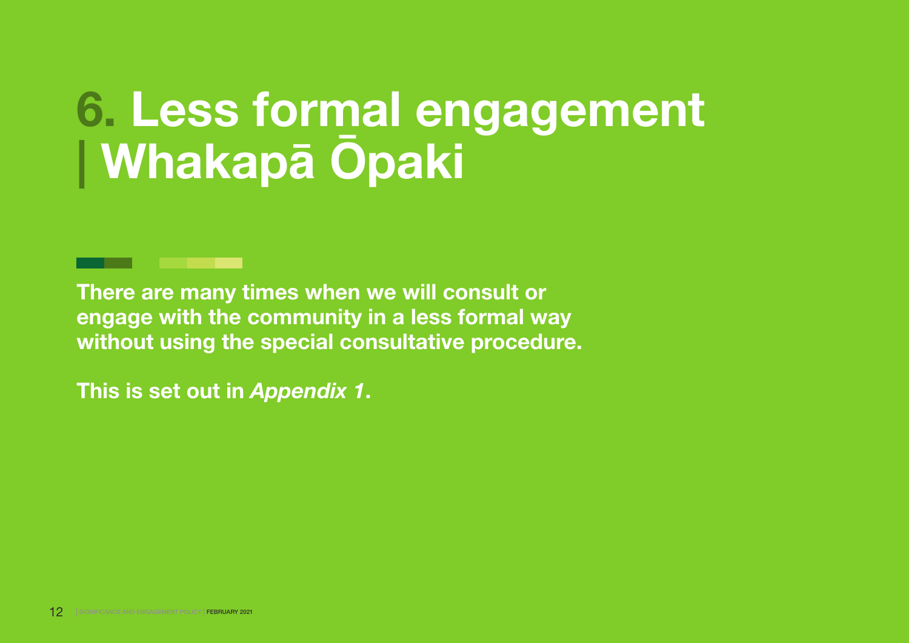# 6. Less formal engagement | Whakapā Ōpaki

**There are many times when we will consult or engage with the community in a less formal way without using the special consultative procedure.**

**This is set out in *Appendix 1*.**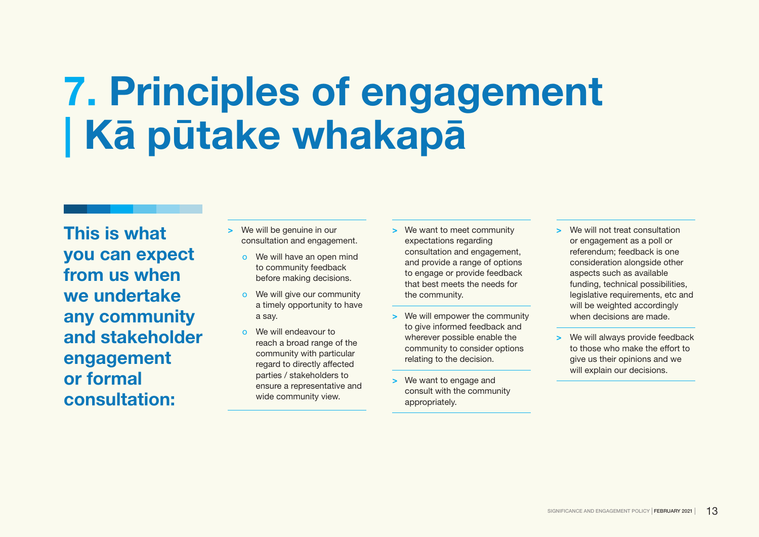# 7. Principles of engagement | Kā pūtake whakapā

**This is what you can expect from us when we undertake any community and stakeholder engagement or formal consultation:**

- We will be genuine in our consultation and engagement.
  - We will have an open mind to community feedback before making decisions.
  - We will give our community a timely opportunity to have a say.
  - We will endeavour to reach a broad range of the community with particular regard to directly affected parties / stakeholders to ensure a representative and wide community view.
- We want to meet community expectations regarding consultation and engagement, and provide a range of options to engage or provide feedback that best meets the needs for the community.
- We will empower the community to give informed feedback and wherever possible enable the community to consider options relating to the decision.
- We want to engage and consult with the community appropriately.
- We will not treat consultation or engagement as a poll or referendum; feedback is one consideration alongside other aspects such as available funding, technical possibilities, legislative requirements, etc and will be weighted accordingly when decisions are made.
- We will always provide feedback to those who make the effort to give us their opinions and we will explain our decisions.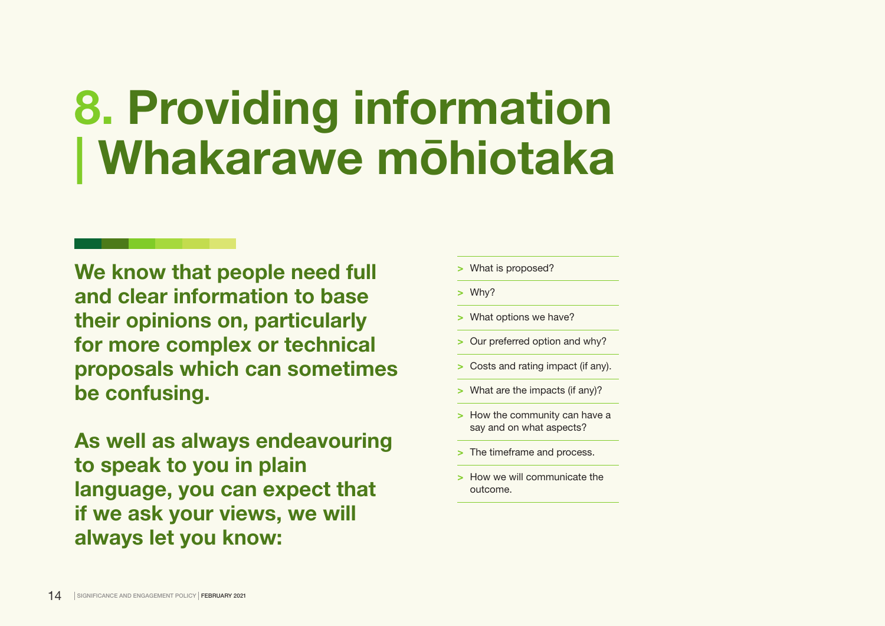# 8. Providing information | Whakarawe mōhiotaka

**We know that people need full and clear information to base their opinions on, particularly for more complex or technical proposals which can sometimes be confusing.**

**As well as always endeavouring to speak to you in plain language, you can expect that if we ask your views, we will always let you know:**

- What is proposed?
- Why?
- What options we have?
- Our preferred option and why?
- Costs and rating impact (if any).
- What are the impacts (if any)?
- How the community can have a say and on what aspects?
- The timeframe and process.
- How we will communicate the outcome.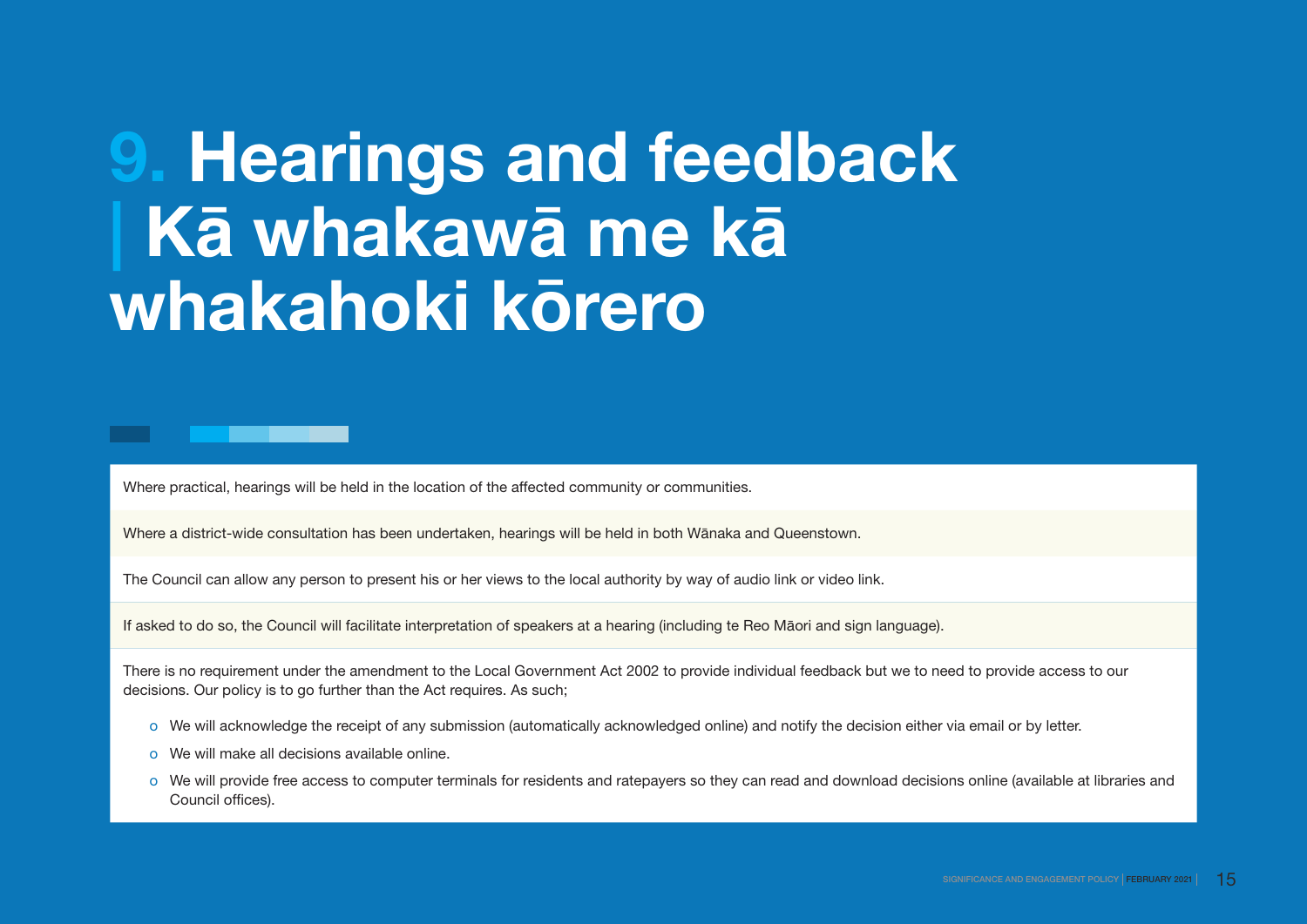# 9. Hearings and feedback | Kā whakawā me kā whakahoki kōrero

Where practical, hearings will be held in the location of the affected community or communities.

Where a district-wide consultation has been undertaken, hearings will be held in both Wānaka and Queenstown.

The Council can allow any person to present his or her views to the local authority by way of audio link or video link.

If asked to do so, the Council will facilitate interpretation of speakers at a hearing (including te Reo Māori and sign language).

There is no requirement under the amendment to the Local Government Act 2002 to provide individual feedback but we to need to provide access to our decisions. Our policy is to go further than the Act requires. As such;

- We will acknowledge the receipt of any submission (automatically acknowledged online) and notify the decision either via email or by letter.
- We will make all decisions available online.
- We will provide free access to computer terminals for residents and ratepayers so they can read and download decisions online (available at libraries and Council offices).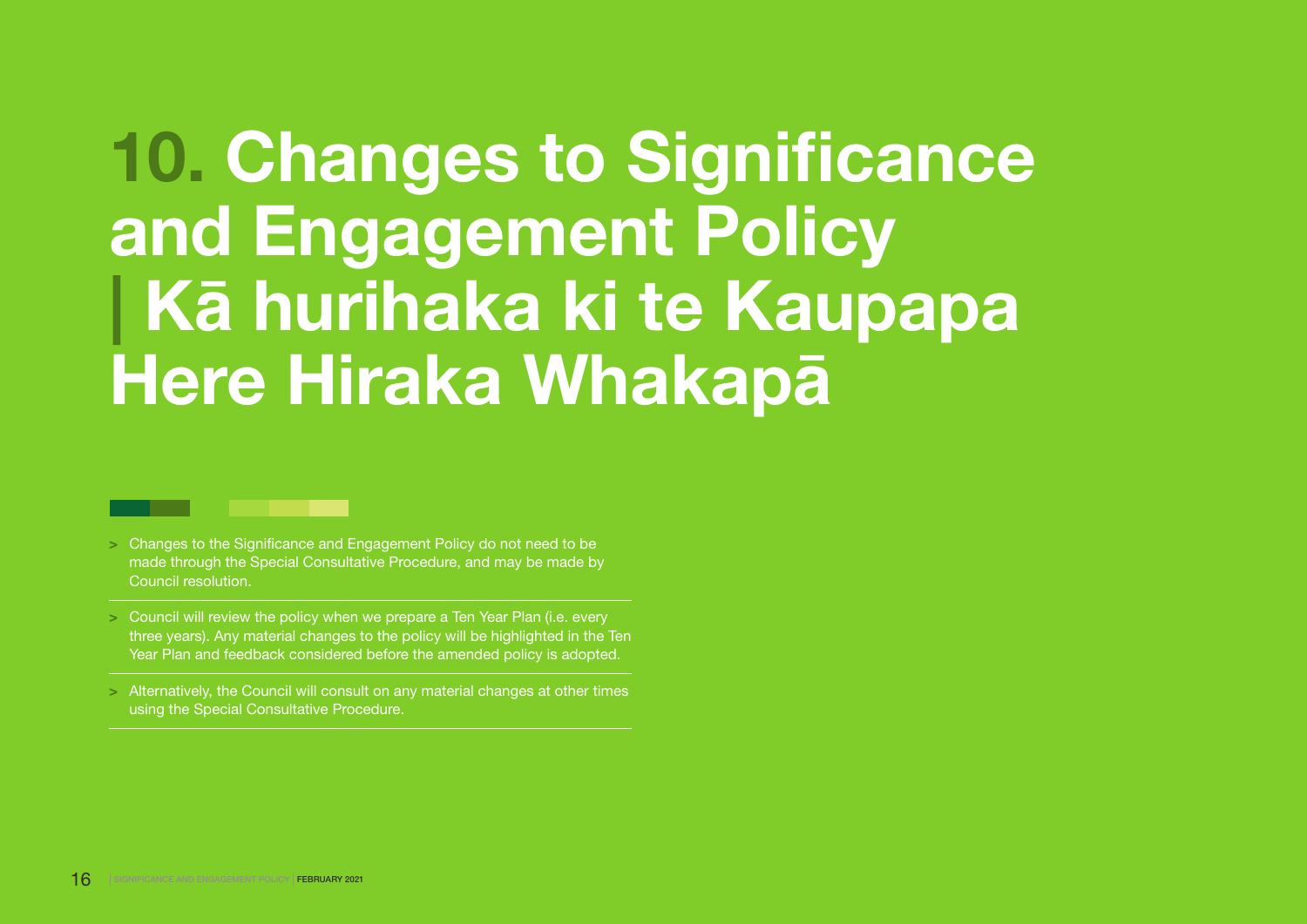# 10. Changes to Significance and Engagement Policy | Kā hurihaka ki te Kaupapa Here Hiraka Whakapā

- Changes to the Significance and Engagement Policy do not need to be made through the Special Consultative Procedure, and may be made by Council resolution.
- Council will review the policy when we prepare a Ten Year Plan (i.e. every three years). Any material changes to the policy will be highlighted in the Ten Year Plan and feedback considered before the amended policy is adopted.
- Alternatively, the Council will consult on any material changes at other times using the Special Consultative Procedure.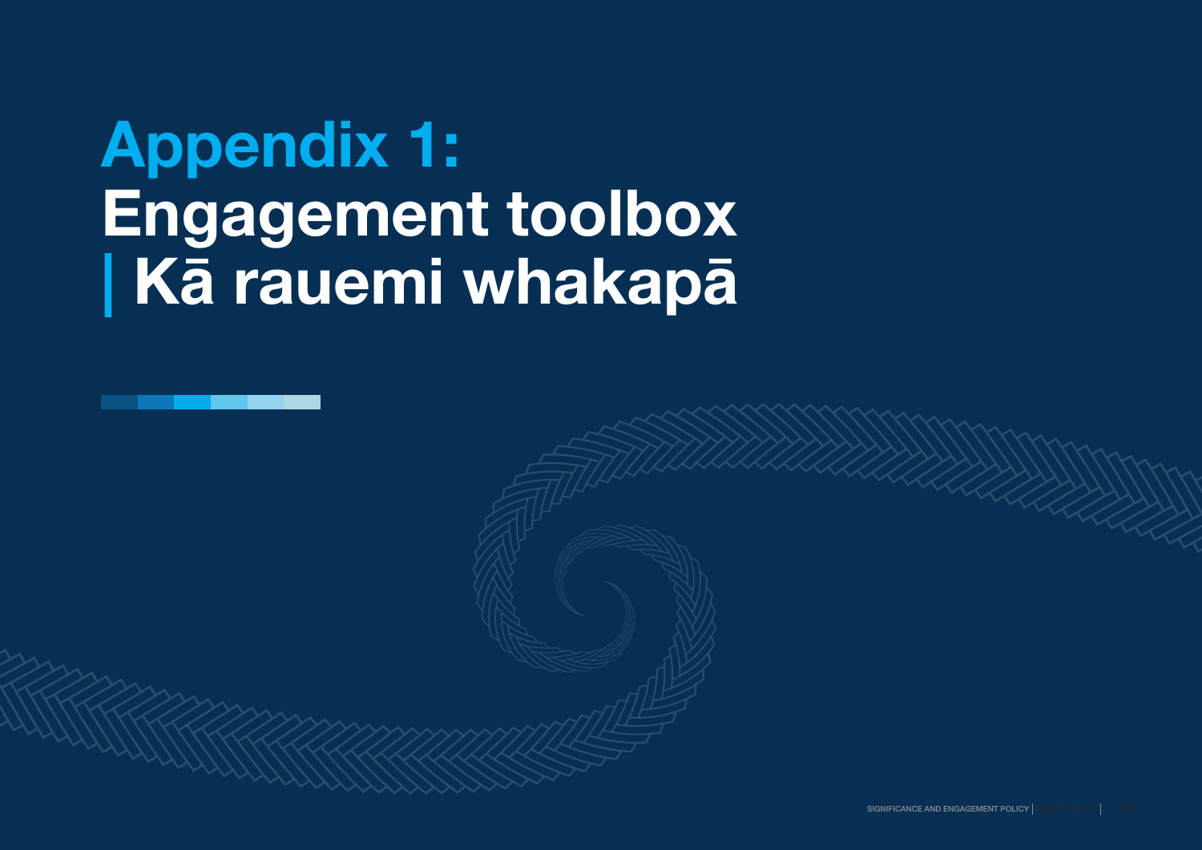# Appendix 1: Engagement toolbox | Kā rauemi whakapā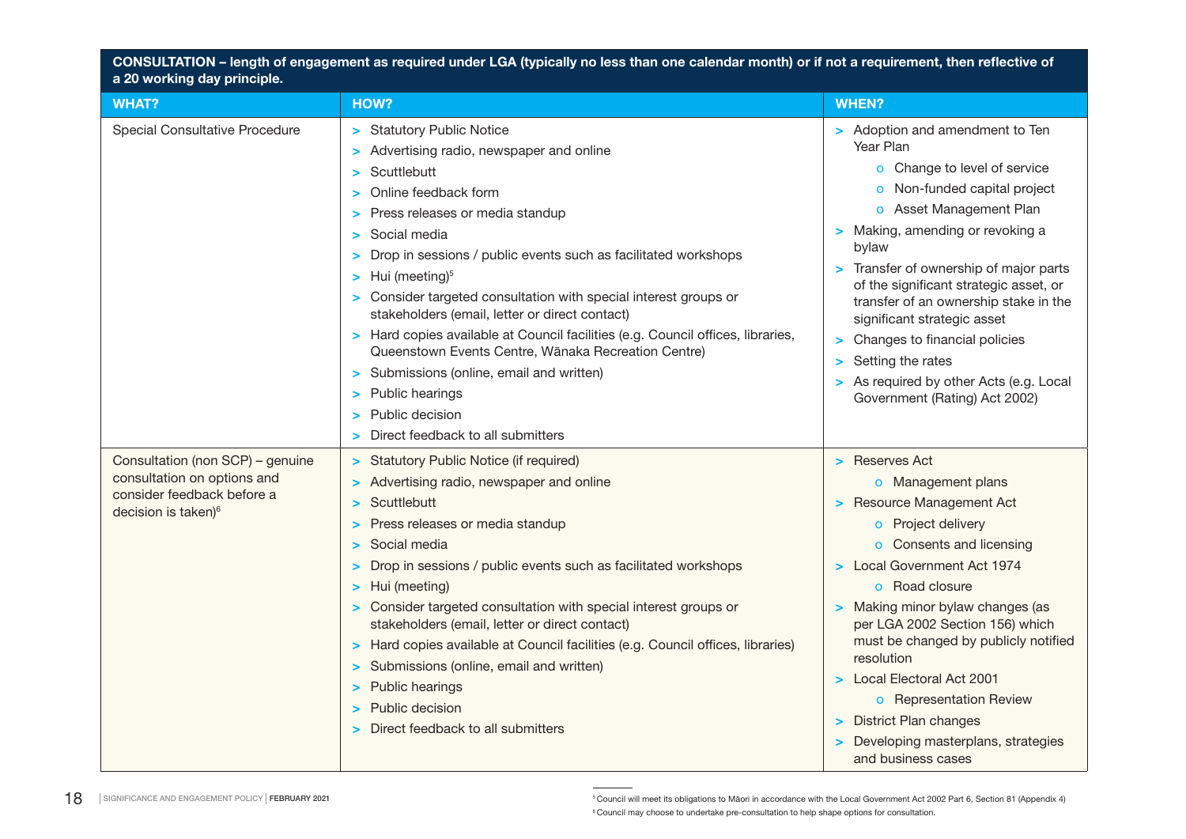| CONSULTATION – length of engagement as required under LGA (typically no less than one calendar month) or if not a requirement, then reflective of a 20 working day principle. | | |
|---|---|---|
| **WHAT?** | **HOW?** | **WHEN?** |
| Special Consultative Procedure | > Statutory Public Notice<br>> Advertising radio, newspaper and online<br>> Scuttlebutt<br>> Online feedback form<br>> Press releases or media standup<br>> Social media<br>> Drop in sessions / public events such as facilitated workshops<br>> Hui (meeting)[5]<br>> Consider targeted consultation with special interest groups or stakeholders (email, letter or direct contact)<br>> Hard copies available at Council facilities (e.g. Council offices, libraries, Queenstown Events Centre, Wānaka Recreation Centre)<br>> Submissions (online, email and written)<br>> Public hearings<br>> Public decision<br>> Direct feedback to all submitters | > Adoption and amendment to Ten Year Plan<br>&nbsp;&nbsp;o Change to level of service<br>&nbsp;&nbsp;o Non-funded capital project<br>&nbsp;&nbsp;o Asset Management Plan<br>> Making, amending or revoking a bylaw<br>> Transfer of ownership of major parts of the significant strategic asset, or transfer of an ownership stake in the significant strategic asset<br>> Changes to financial policies<br>> Setting the rates<br>> As required by other Acts (e.g. Local Government (Rating) Act 2002) |
| Consultation (non SCP) – genuine consultation on options and consider feedback before a decision is taken)[6] | > Statutory Public Notice (if required)<br>> Advertising radio, newspaper and online<br>> Scuttlebutt<br>> Press releases or media standup<br>> Social media<br>> Drop in sessions / public events such as facilitated workshops<br>> Hui (meeting)<br>> Consider targeted consultation with special interest groups or stakeholders (email, letter or direct contact)<br>> Hard copies available at Council facilities (e.g. Council offices, libraries)<br>> Submissions (online, email and written)<br>> Public hearings<br>> Public decision<br>> Direct feedback to all submitters | > Reserves Act<br>&nbsp;&nbsp;o Management plans<br>> Resource Management Act<br>&nbsp;&nbsp;o Project delivery<br>&nbsp;&nbsp;o Consents and licensing<br>> Local Government Act 1974<br>&nbsp;&nbsp;o Road closure<br>> Making minor bylaw changes (as per LGA 2002 Section 156) which must be changed by publicly notified resolution<br>> Local Electoral Act 2001<br>&nbsp;&nbsp;o Representation Review<br>> District Plan changes<br>> Developing masterplans, strategies and business cases |

[5] Council will meet its obligations to Māori in accordance with the Local Government Act 2002 Part 6, Section 81 (Appendix 4)

[6] Council may choose to undertake pre-consultation to help shape options for consultation.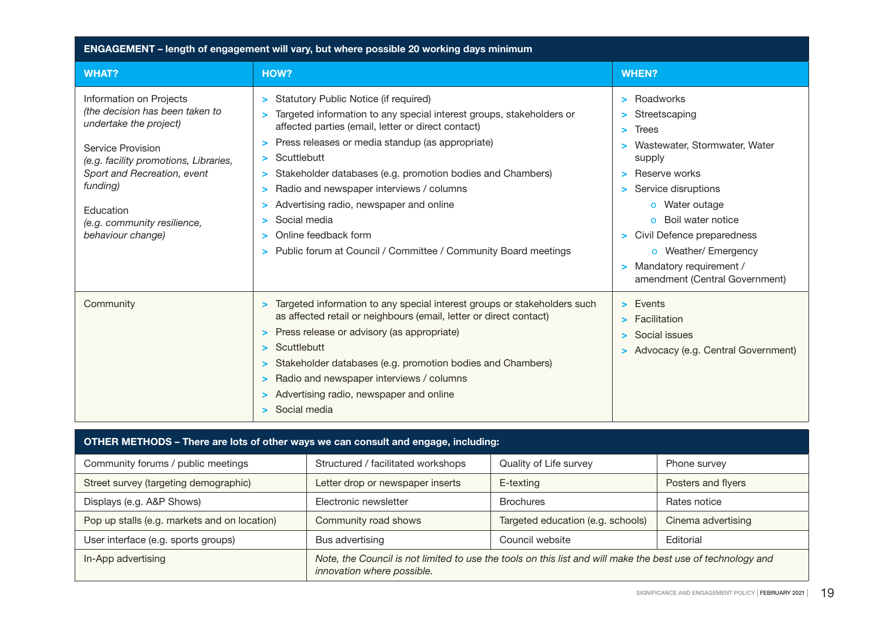| ENGAGEMENT – length of engagement will vary, but where possible 20 working days minimum | | |
|---|---|---|
| **WHAT?** | **HOW?** | **WHEN?** |
| Information on Projects<br>*(the decision has been taken to undertake the project)*<br><br>Service Provision<br>*(e.g. facility promotions, Libraries, Sport and Recreation, event funding)*<br><br>Education<br>*(e.g. community resilience, behaviour change)* | > Statutory Public Notice (if required)<br>> Targeted information to any special interest groups, stakeholders or affected parties (email, letter or direct contact)<br>> Press releases or media standup (as appropriate)<br>> Scuttlebutt<br>> Stakeholder databases (e.g. promotion bodies and Chambers)<br>> Radio and newspaper interviews / columns<br>> Advertising radio, newspaper and online<br>> Social media<br>> Online feedback form<br>> Public forum at Council / Committee / Community Board meetings | > Roadworks<br>> Streetscaping<br>> Trees<br>> Wastewater, Stormwater, Water supply<br>> Reserve works<br>> Service disruptions<br>o Water outage<br>o Boil water notice<br>> Civil Defence preparedness<br>o Weather/ Emergency<br>> Mandatory requirement / amendment (Central Government) |
| Community | > Targeted information to any special interest groups or stakeholders such as affected retail or neighbours (email, letter or direct contact)<br>> Press release or advisory (as appropriate)<br>> Scuttlebutt<br>> Stakeholder databases (e.g. promotion bodies and Chambers)<br>> Radio and newspaper interviews / columns<br>> Advertising radio, newspaper and online<br>> Social media | > Events<br>> Facilitation<br>> Social issues<br>> Advocacy (e.g. Central Government) |

| OTHER METHODS – There are lots of other ways we can consult and engage, including: | | | |
|---|---|---|---|
| Community forums / public meetings | Structured / facilitated workshops | Quality of Life survey | Phone survey |
| Street survey (targeting demographic) | Letter drop or newspaper inserts | E-texting | Posters and flyers |
| Displays (e.g. A&P Shows) | Electronic newsletter | Brochures | Rates notice |
| Pop up stalls (e.g. markets and on location) | Community road shows | Targeted education (e.g. schools) | Cinema advertising |
| User interface (e.g. sports groups) | Bus advertising | Council website | Editorial |
| In-App advertising | *Note, the Council is not limited to use the tools on this list and will make the best use of technology and innovation where possible.* | | |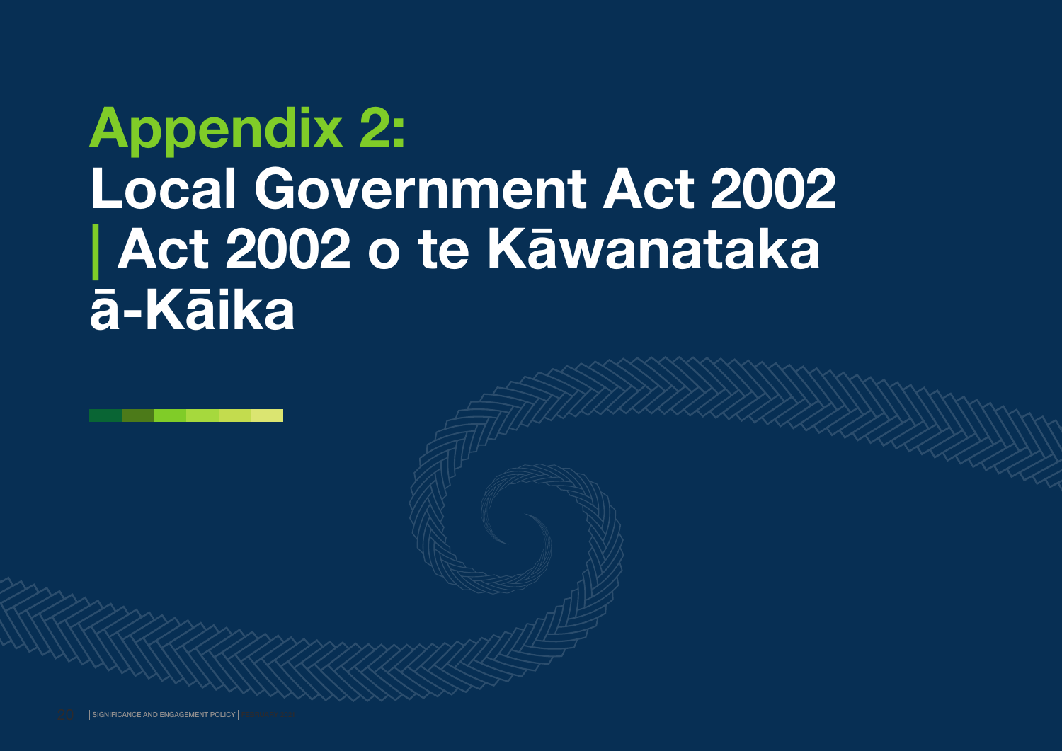# Appendix 2: Local Government Act 2002 | Act 2002 o te Kāwanataka ā-Kāika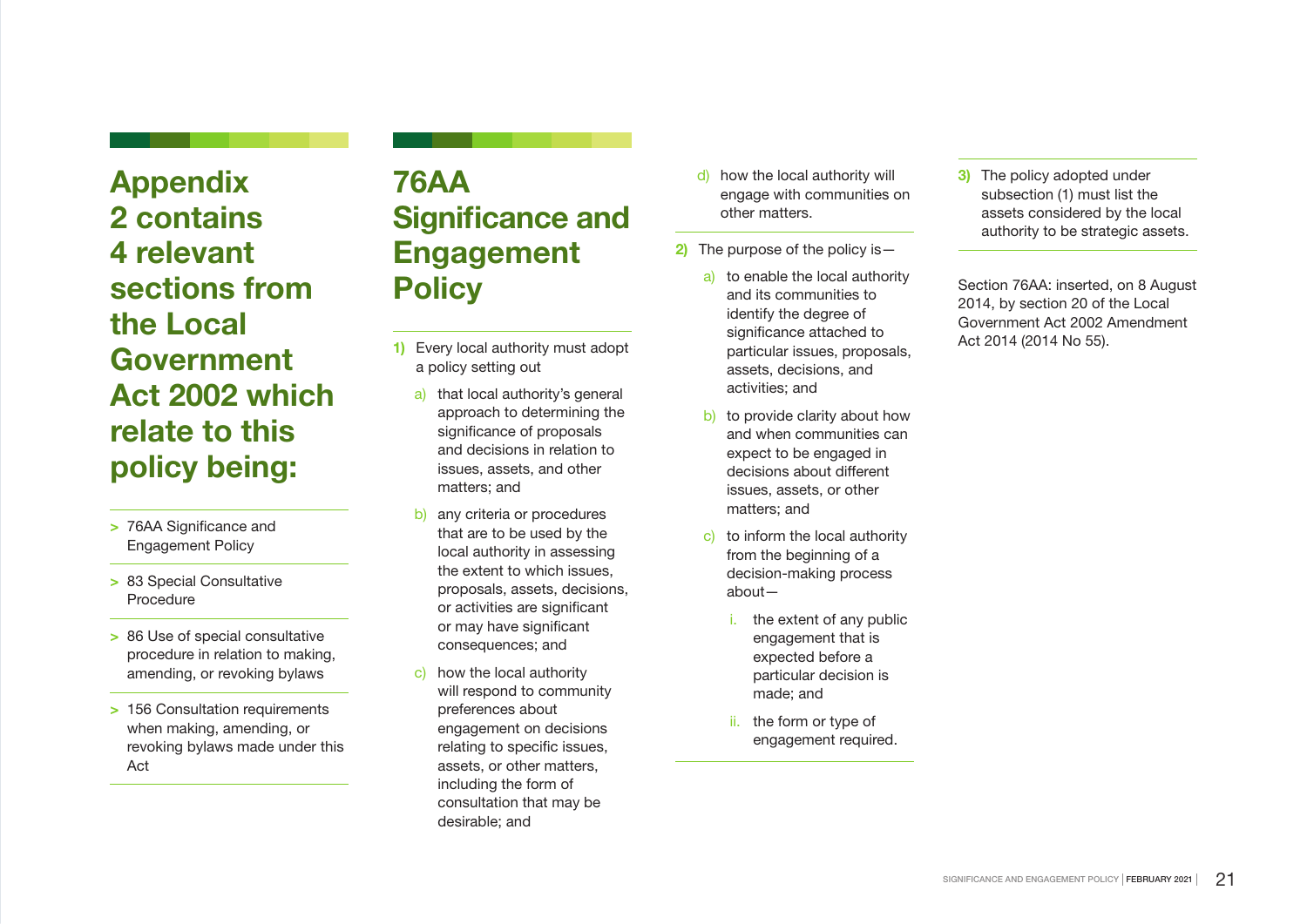# Appendix 2 contains 4 relevant sections from the Local Government Act 2002 which relate to this policy being:

- 76AA Significance and Engagement Policy
- 83 Special Consultative Procedure
- 86 Use of special consultative procedure in relation to making, amending, or revoking bylaws
- 156 Consultation requirements when making, amending, or revoking bylaws made under this Act

## 76AA Significance and Engagement Policy

1) Every local authority must adopt a policy setting out
   a) that local authority's general approach to determining the significance of proposals and decisions in relation to issues, assets, and other matters; and
   b) any criteria or procedures that are to be used by the local authority in assessing the extent to which issues, proposals, assets, decisions, or activities are significant or may have significant consequences; and
   c) how the local authority will respond to community preferences about engagement on decisions relating to specific issues, assets, or other matters, including the form of consultation that may be desirable; and
   d) how the local authority will engage with communities on other matters.

2) The purpose of the policy is—
   a) to enable the local authority and its communities to identify the degree of significance attached to particular issues, proposals, assets, decisions, and activities; and
   b) to provide clarity about how and when communities can expect to be engaged in decisions about different issues, assets, or other matters; and
   c) to inform the local authority from the beginning of a decision-making process about—
      i. the extent of any public engagement that is expected before a particular decision is made; and
      ii. the form or type of engagement required.

3) The policy adopted under subsection (1) must list the assets considered by the local authority to be strategic assets.

Section 76AA: inserted, on 8 August 2014, by section 20 of the Local Government Act 2002 Amendment Act 2014 (2014 No 55).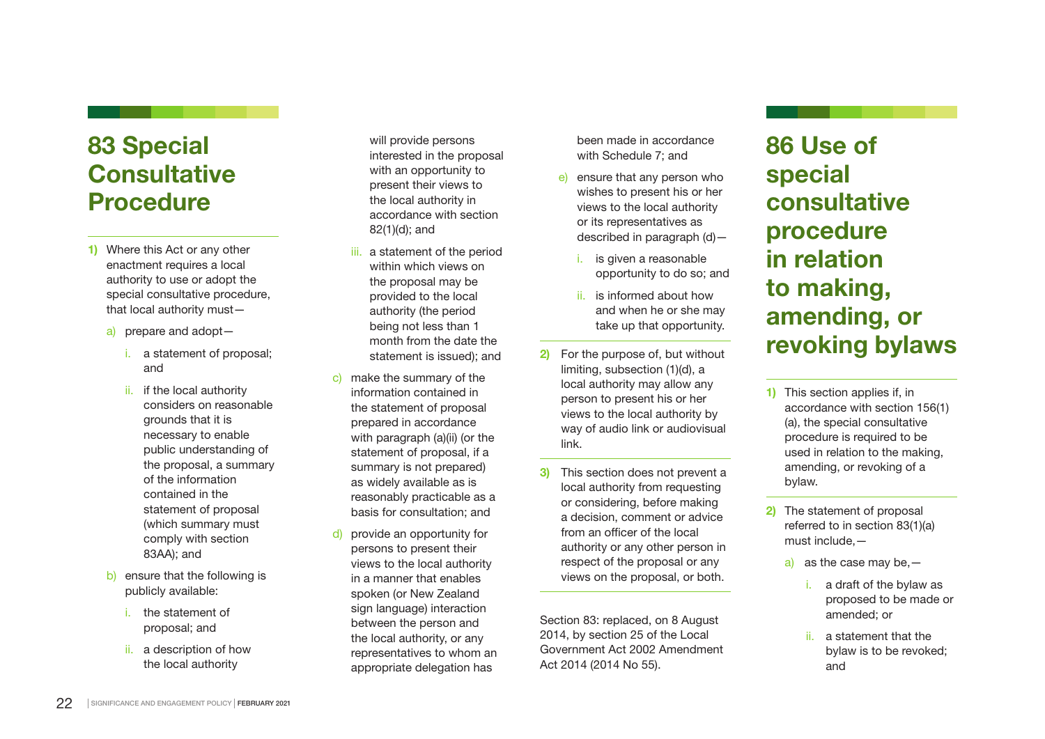## 83 Special Consultative Procedure

1) Where this Act or any other enactment requires a local authority to use or adopt the special consultative procedure, that local authority must—
   a) prepare and adopt—
      i. a statement of proposal; and
      ii. if the local authority considers on reasonable grounds that it is necessary to enable public understanding of the proposal, a summary of the information contained in the statement of proposal (which summary must comply with section 83AA); and
   b) ensure that the following is publicly available:
      i. the statement of proposal; and
      ii. a description of how the local authority will provide persons interested in the proposal with an opportunity to present their views to the local authority in accordance with section 82(1)(d); and
      iii. a statement of the period within which views on the proposal may be provided to the local authority (the period being not less than 1 month from the date the statement is issued); and
   c) make the summary of the information contained in the statement of proposal prepared in accordance with paragraph (a)(ii) (or the statement of proposal, if a summary is not prepared) as widely available as is reasonably practicable as a basis for consultation; and
   d) provide an opportunity for persons to present their views to the local authority in a manner that enables spoken (or New Zealand sign language) interaction between the person and the local authority, or any representatives to whom an appropriate delegation has been made in accordance with Schedule 7; and
   e) ensure that any person who wishes to present his or her views to the local authority or its representatives as described in paragraph (d)—
      i. is given a reasonable opportunity to do so; and
      ii. is informed about how and when he or she may take up that opportunity.
2) For the purpose of, but without limiting, subsection (1)(d), a local authority may allow any person to present his or her views to the local authority by way of audio link or audiovisual link.
3) This section does not prevent a local authority from requesting or considering, before making a decision, comment or advice from an officer of the local authority or any other person in respect of the proposal or any views on the proposal, or both.

Section 83: replaced, on 8 August 2014, by section 25 of the Local Government Act 2002 Amendment Act 2014 (2014 No 55).

## 86 Use of special consultative procedure in relation to making, amending, or revoking bylaws

1) This section applies if, in accordance with section 156(1)(a), the special consultative procedure is required to be used in relation to the making, amending, or revoking of a bylaw.
2) The statement of proposal referred to in section 83(1)(a) must include,—
   a) as the case may be,—
      i. a draft of the bylaw as proposed to be made or amended; or
      ii. a statement that the bylaw is to be revoked; and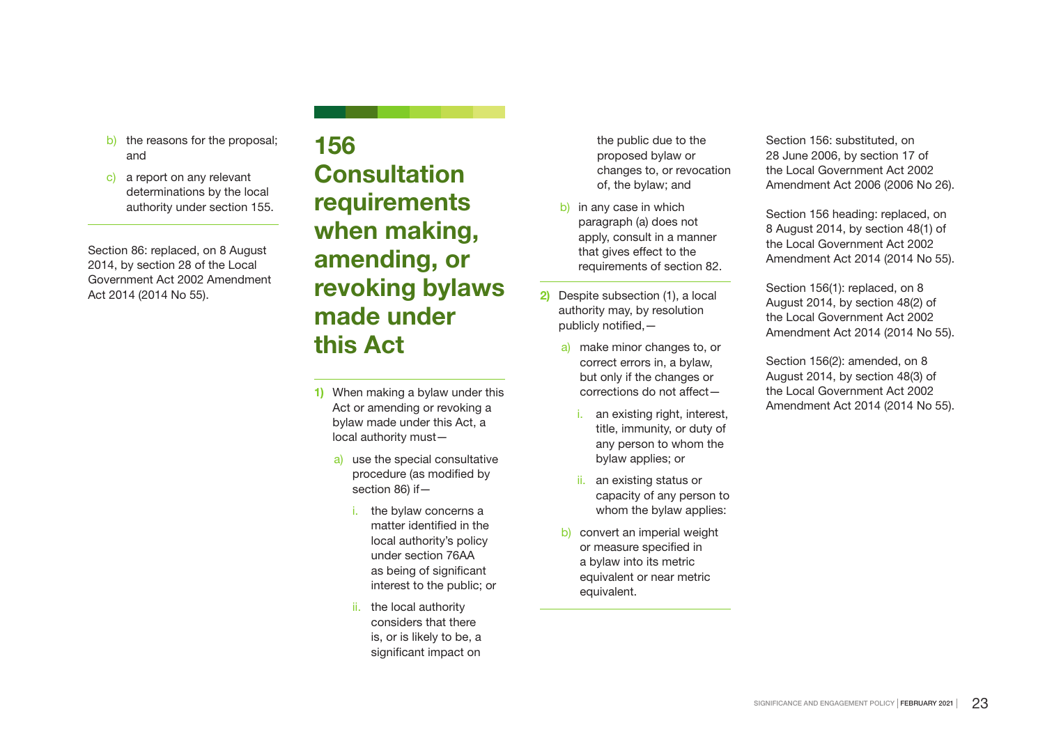b) the reasons for the proposal; and
c) a report on any relevant determinations by the local authority under section 155.

Section 86: replaced, on 8 August 2014, by section 28 of the Local Government Act 2002 Amendment Act 2014 (2014 No 55).

## 156 Consultation requirements when making, amending, or revoking bylaws made under this Act

1) When making a bylaw under this Act or amending or revoking a bylaw made under this Act, a local authority must—
   a) use the special consultative procedure (as modified by section 86) if—
      i. the bylaw concerns a matter identified in the local authority's policy under section 76AA as being of significant interest to the public; or
      ii. the local authority considers that there is, or is likely to be, a significant impact on the public due to the proposed bylaw or changes to, or revocation of, the bylaw; and
   b) in any case in which paragraph (a) does not apply, consult in a manner that gives effect to the requirements of section 82.

2) Despite subsection (1), a local authority may, by resolution publicly notified,—
   a) make minor changes to, or correct errors in, a bylaw, but only if the changes or corrections do not affect—
      i. an existing right, interest, title, immunity, or duty of any person to whom the bylaw applies; or
      ii. an existing status or capacity of any person to whom the bylaw applies:
   b) convert an imperial weight or measure specified in a bylaw into its metric equivalent or near metric equivalent.

Section 156: substituted, on 28 June 2006, by section 17 of the Local Government Act 2002 Amendment Act 2006 (2006 No 26).

Section 156 heading: replaced, on 8 August 2014, by section 48(1) of the Local Government Act 2002 Amendment Act 2014 (2014 No 55).

Section 156(1): replaced, on 8 August 2014, by section 48(2) of the Local Government Act 2002 Amendment Act 2014 (2014 No 55).

Section 156(2): amended, on 8 August 2014, by section 48(3) of the Local Government Act 2002 Amendment Act 2014 (2014 No 55).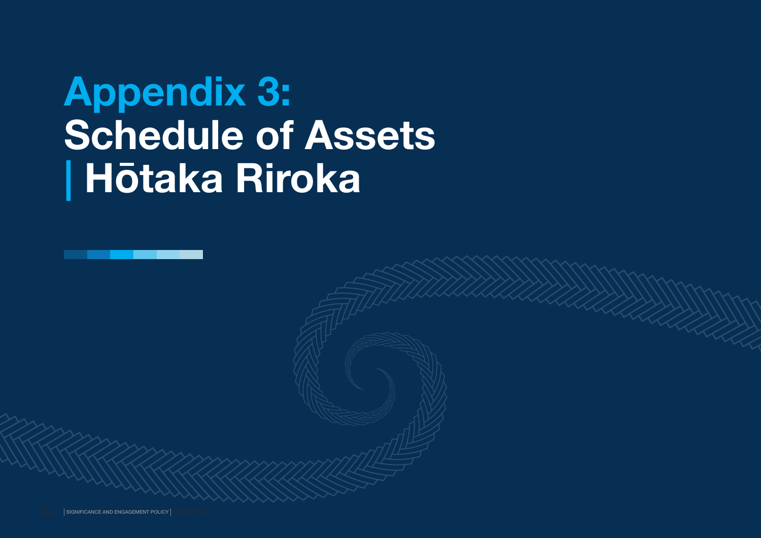# Appendix 3: Schedule of Assets | Hōtaka Riroka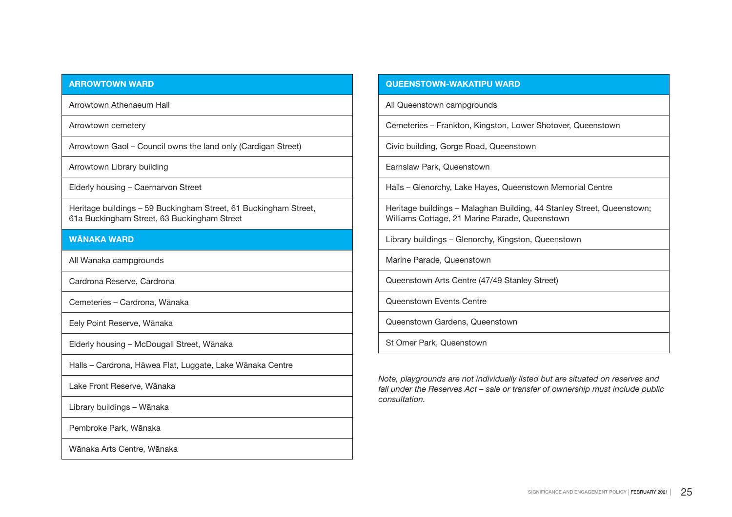| ARROWTOWN WARD |
| --- |
| Arrowtown Athenaeum Hall |
| Arrowtown cemetery |
| Arrowtown Gaol – Council owns the land only (Cardigan Street) |
| Arrowtown Library building |
| Elderly housing – Caernarvon Street |
| Heritage buildings – 59 Buckingham Street, 61 Buckingham Street, 61a Buckingham Street, 63 Buckingham Street |

| WĀNAKA WARD |
| --- |
| All Wānaka campgrounds |
| Cardrona Reserve, Cardrona |
| Cemeteries – Cardrona, Wānaka |
| Eely Point Reserve, Wānaka |
| Elderly housing – McDougall Street, Wānaka |
| Halls – Cardrona, Hāwea Flat, Luggate, Lake Wānaka Centre |
| Lake Front Reserve, Wānaka |
| Library buildings – Wānaka |
| Pembroke Park, Wānaka |
| Wānaka Arts Centre, Wānaka |

| QUEENSTOWN-WAKATIPU WARD |
| --- |
| All Queenstown campgrounds |
| Cemeteries – Frankton, Kingston, Lower Shotover, Queenstown |
| Civic building, Gorge Road, Queenstown |
| Earnslaw Park, Queenstown |
| Halls – Glenorchy, Lake Hayes, Queenstown Memorial Centre |
| Heritage buildings – Malaghan Building, 44 Stanley Street, Queenstown; Williams Cottage, 21 Marine Parade, Queenstown |
| Library buildings – Glenorchy, Kingston, Queenstown |
| Marine Parade, Queenstown |
| Queenstown Arts Centre (47/49 Stanley Street) |
| Queenstown Events Centre |
| Queenstown Gardens, Queenstown |
| St Omer Park, Queenstown |

*Note, playgrounds are not individually listed but are situated on reserves and fall under the Reserves Act – sale or transfer of ownership must include public consultation.*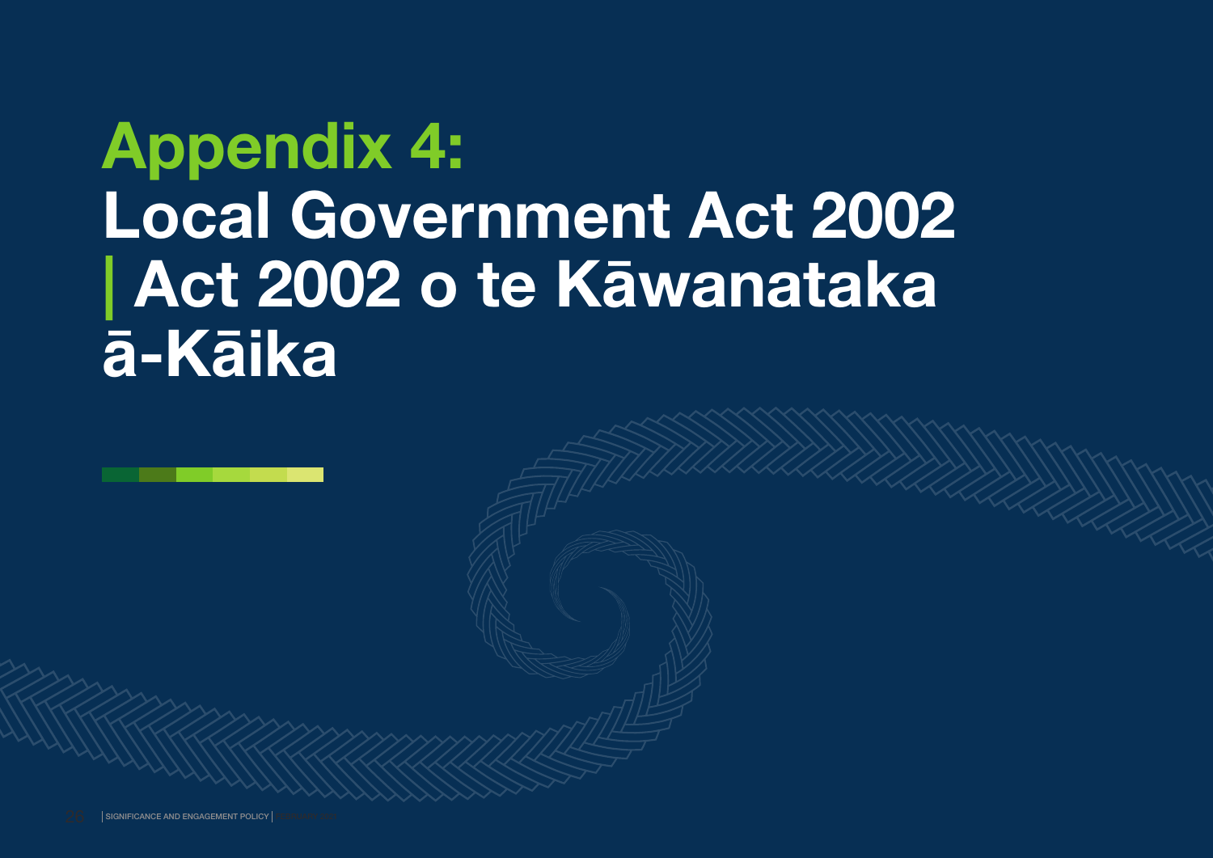# Appendix 4: Local Government Act 2002 | Act 2002 o te Kāwanataka ā-Kāika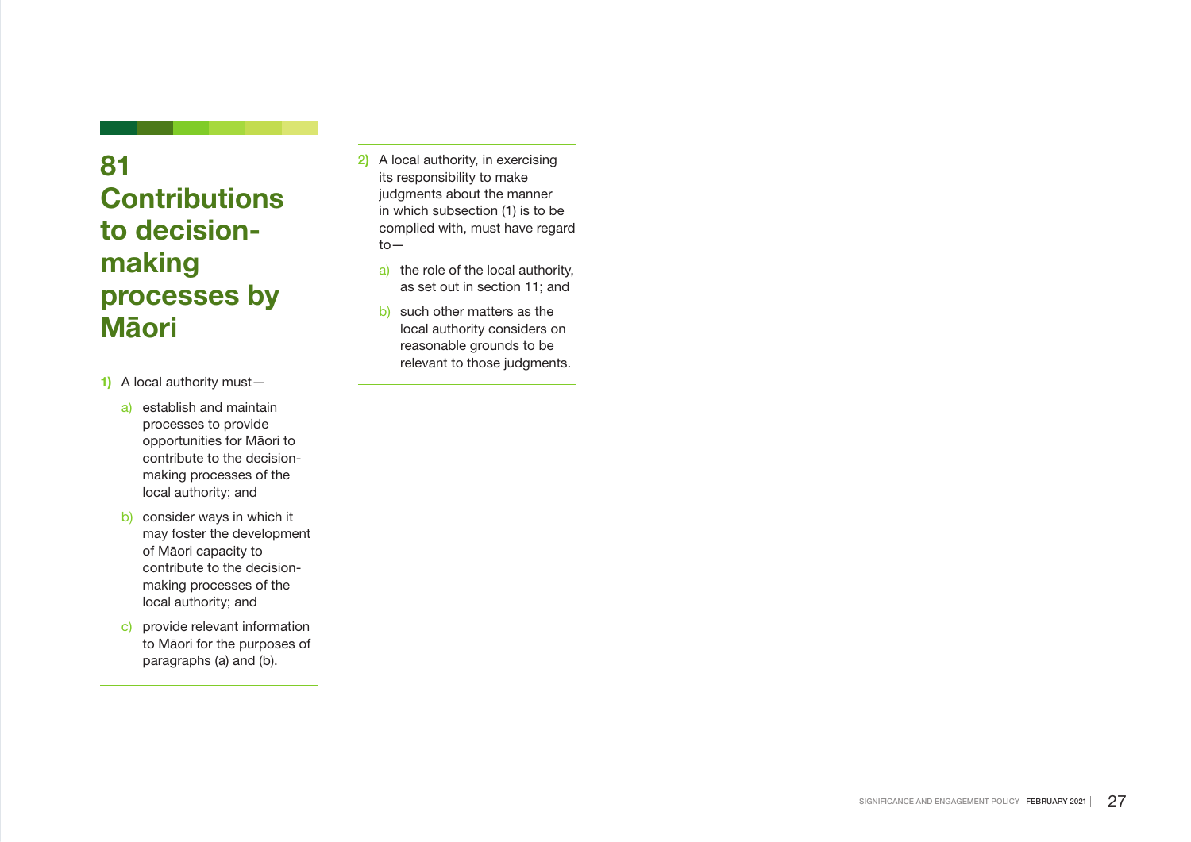## 81 Contributions to decision-making processes by Māori

1) A local authority must—

   a) establish and maintain processes to provide opportunities for Māori to contribute to the decision-making processes of the local authority; and

   b) consider ways in which it may foster the development of Māori capacity to contribute to the decision-making processes of the local authority; and

   c) provide relevant information to Māori for the purposes of paragraphs (a) and (b).

2) A local authority, in exercising its responsibility to make judgments about the manner in which subsection (1) is to be complied with, must have regard to—

   a) the role of the local authority, as set out in section 11; and

   b) such other matters as the local authority considers on reasonable grounds to be relevant to those judgments.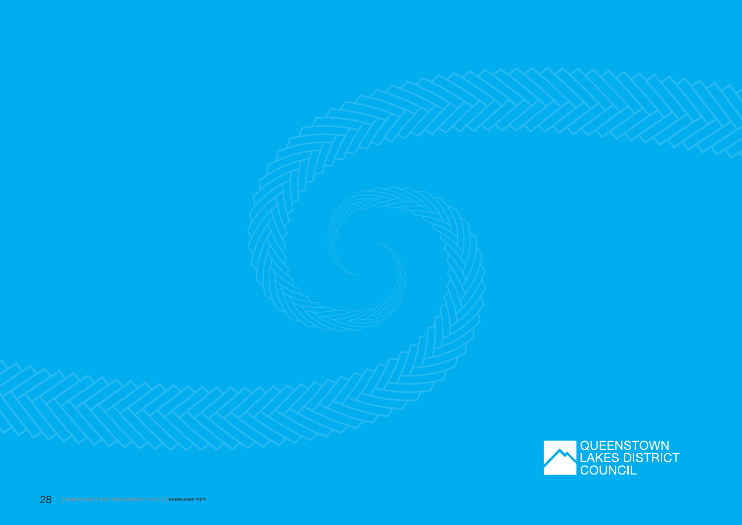QUEENSTOWN
LAKES DISTRICT
COUNCIL